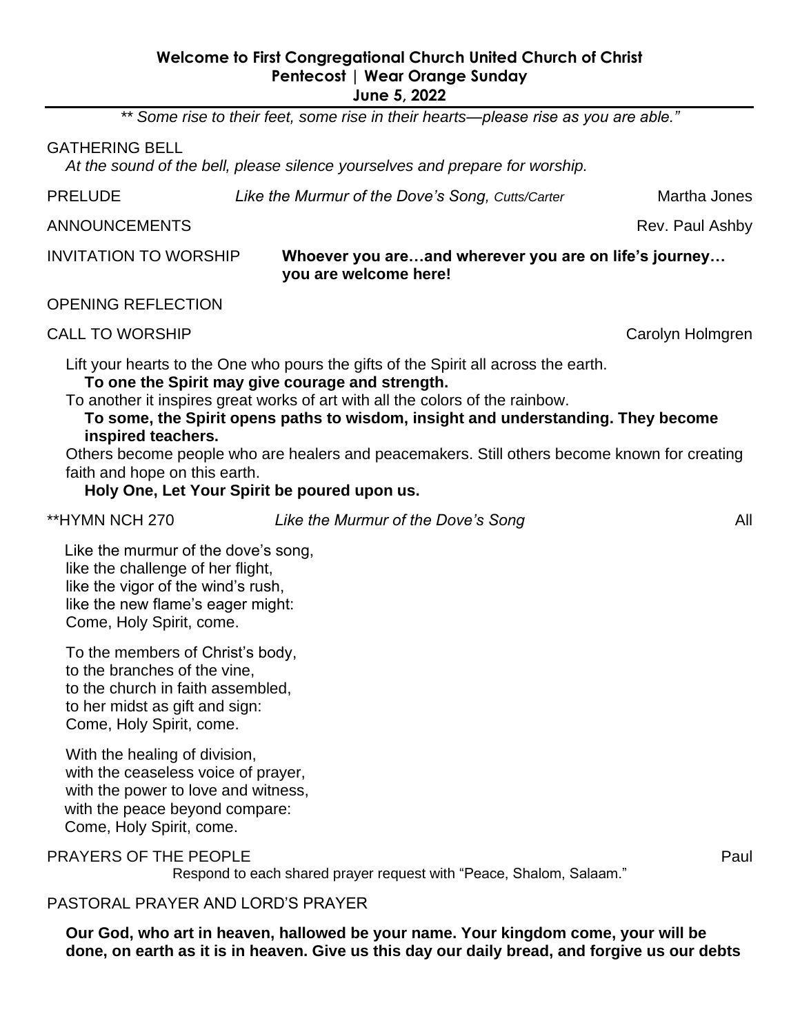**Welcome to First Congregational Church United Church of Christ**
**Pentecost | Wear Orange Sunday**
**June 5, 2022**

*** Some rise to their feet, some rise in their hearts—please rise as you are able."*

GATHERING BELL
*At the sound of the bell, please silence yourselves and prepare for worship.*

PRELUDE *Like the Murmur of the Dove's Song, Cutts/Carter* Martha Jones

ANNOUNCEMENTS Rev. Paul Ashby

INVITATION TO WORSHIP **Whoever you are…and wherever you are on life's journey… you are welcome here!**

OPENING REFLECTION

CALL TO WORSHIP Carolyn Holmgren

Lift your hearts to the One who pours the gifts of the Spirit all across the earth.
**To one the Spirit may give courage and strength.**
To another it inspires great works of art with all the colors of the rainbow.
**To some, the Spirit opens paths to wisdom, insight and understanding. They become inspired teachers.**
Others become people who are healers and peacemakers. Still others become known for creating faith and hope on this earth.
**Holy One, Let Your Spirit be poured upon us.**

**HYMN NCH 270 *Like the Murmur of the Dove's Song* All

Like the murmur of the dove's song,
like the challenge of her flight,
like the vigor of the wind's rush,
like the new flame's eager might:
Come, Holy Spirit, come.

To the members of Christ's body,
to the branches of the vine,
to the church in faith assembled,
to her midst as gift and sign:
Come, Holy Spirit, come.

With the healing of division,
with the ceaseless voice of prayer,
with the power to love and witness,
with the peace beyond compare:
Come, Holy Spirit, come.

PRAYERS OF THE PEOPLE Paul
Respond to each shared prayer request with "Peace, Shalom, Salaam."

PASTORAL PRAYER AND LORD'S PRAYER

**Our God, who art in heaven, hallowed be your name. Your kingdom come, your will be done, on earth as it is in heaven. Give us this day our daily bread, and forgive us our debts**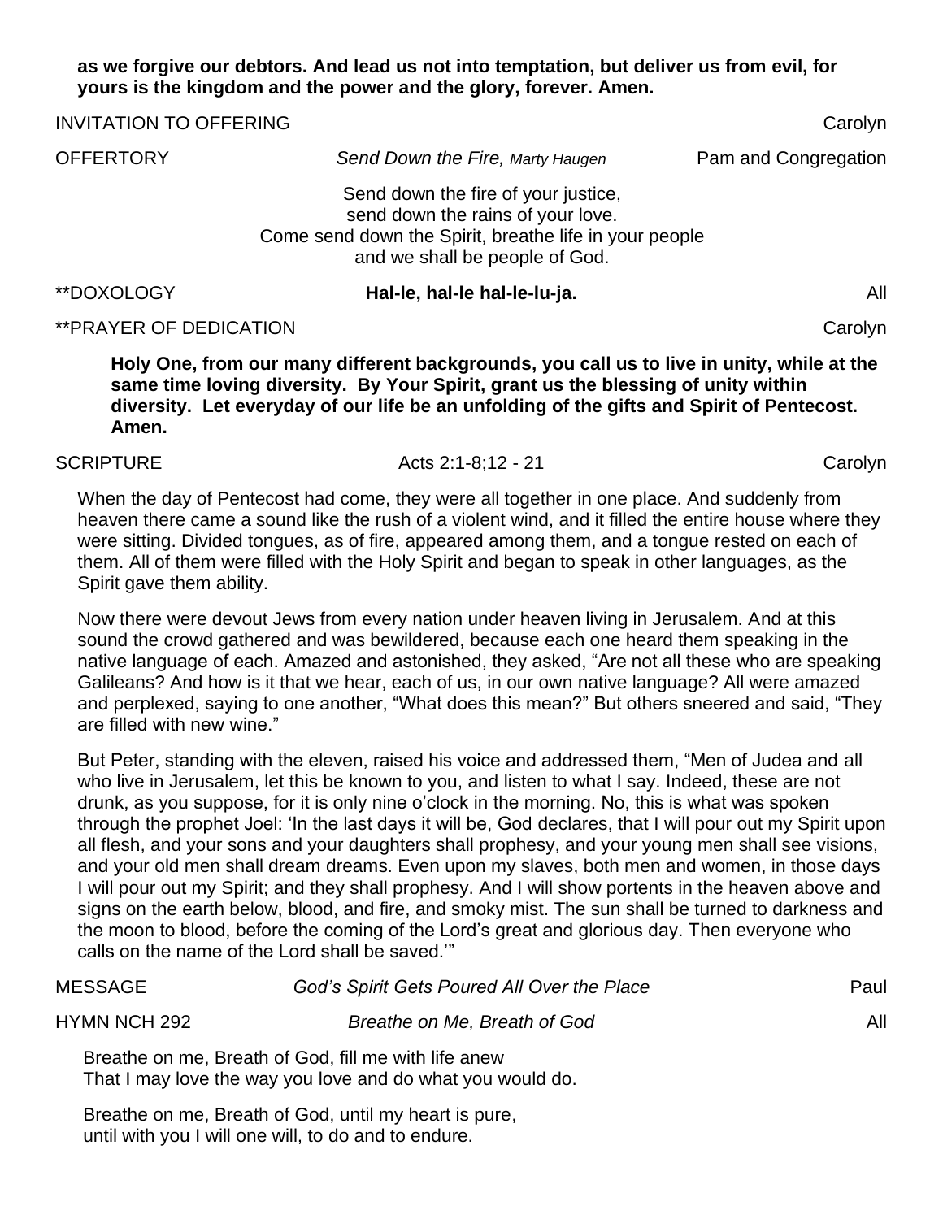**as we forgive our debtors. And lead us not into temptation, but deliver us from evil, for yours is the kingdom and the power and the glory, forever. Amen.**

INVITATION TO OFFERING — Carolyn

OFFERTORY — *Send Down the Fire, Marty Haugen* — Pam and Congregation

Send down the fire of your justice,
send down the rains of your love.
Come send down the Spirit, breathe life in your people
and we shall be people of God.

**DOXOLOGY — **Hal-le, hal-le hal-le-lu-ja.** — All

**PRAYER OF DEDICATION — Carolyn

**Holy One, from our many different backgrounds, you call us to live in unity, while at the same time loving diversity. By Your Spirit, grant us the blessing of unity within diversity. Let everyday of our life be an unfolding of the gifts and Spirit of Pentecost. Amen.**

SCRIPTURE — Acts 2:1-8;12 - 21 — Carolyn

When the day of Pentecost had come, they were all together in one place. And suddenly from heaven there came a sound like the rush of a violent wind, and it filled the entire house where they were sitting. Divided tongues, as of fire, appeared among them, and a tongue rested on each of them. All of them were filled with the Holy Spirit and began to speak in other languages, as the Spirit gave them ability.

Now there were devout Jews from every nation under heaven living in Jerusalem. And at this sound the crowd gathered and was bewildered, because each one heard them speaking in the native language of each. Amazed and astonished, they asked, "Are not all these who are speaking Galileans? And how is it that we hear, each of us, in our own native language? All were amazed and perplexed, saying to one another, "What does this mean?" But others sneered and said, "They are filled with new wine."

But Peter, standing with the eleven, raised his voice and addressed them, "Men of Judea and all who live in Jerusalem, let this be known to you, and listen to what I say. Indeed, these are not drunk, as you suppose, for it is only nine o'clock in the morning. No, this is what was spoken through the prophet Joel: 'In the last days it will be, God declares, that I will pour out my Spirit upon all flesh, and your sons and your daughters shall prophesy, and your young men shall see visions, and your old men shall dream dreams. Even upon my slaves, both men and women, in those days I will pour out my Spirit; and they shall prophesy. And I will show portents in the heaven above and signs on the earth below, blood, and fire, and smoky mist. The sun shall be turned to darkness and the moon to blood, before the coming of the Lord's great and glorious day. Then everyone who calls on the name of the Lord shall be saved.'"

MESSAGE — *God's Spirit Gets Poured All Over the Place* — Paul

HYMN NCH 292 — *Breathe on Me, Breath of God* — All

Breathe on me, Breath of God, fill me with life anew
That I may love the way you love and do what you would do.

Breathe on me, Breath of God, until my heart is pure,
until with you I will one will, to do and to endure.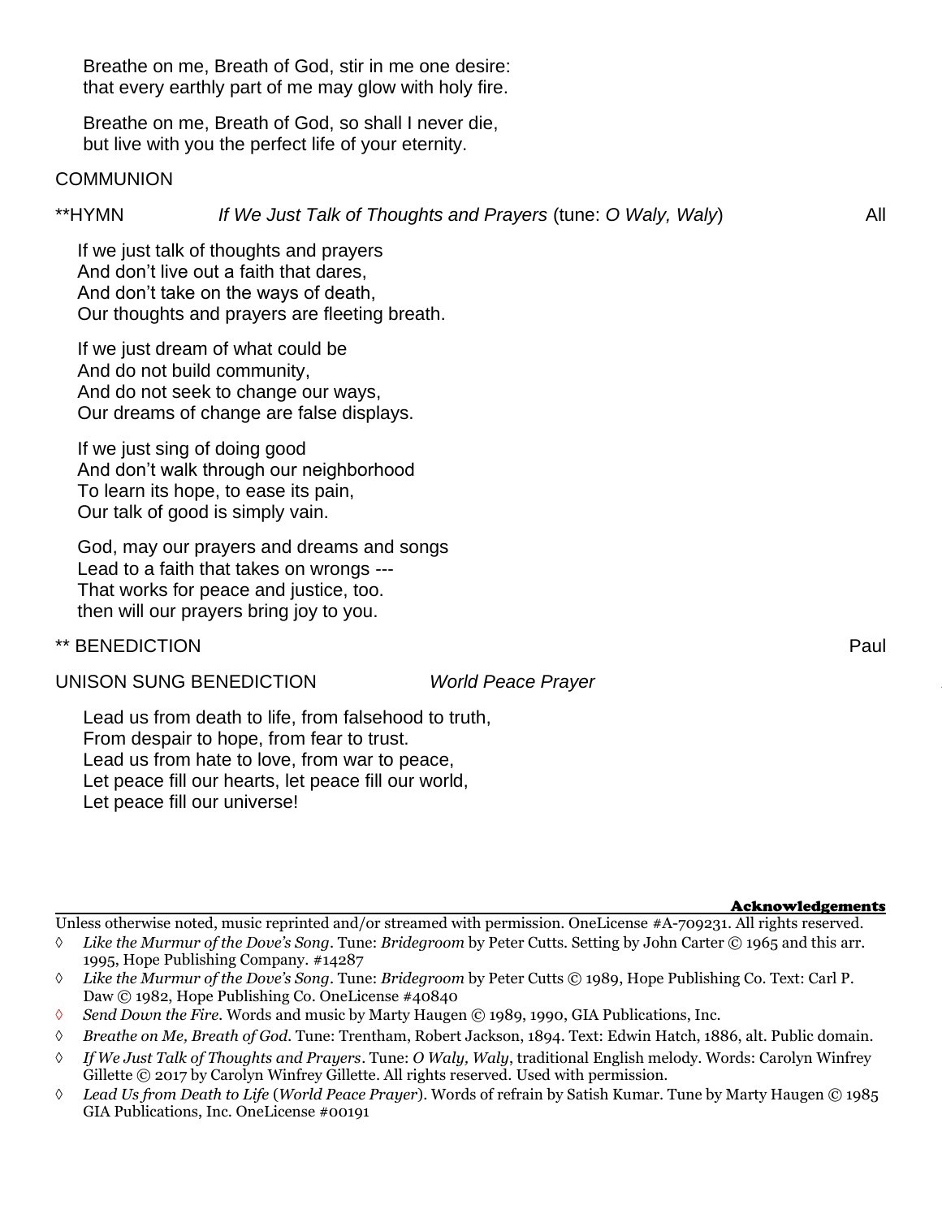Breathe on me, Breath of God, stir in me one desire:
that every earthly part of me may glow with holy fire.

Breathe on me, Breath of God, so shall I never die,
but live with you the perfect life of your eternity.

COMMUNION

**HYMN *If We Just Talk of Thoughts and Prayers* (tune: *O Waly, Waly*) All

If we just talk of thoughts and prayers
And don't live out a faith that dares,
And don't take on the ways of death,
Our thoughts and prayers are fleeting breath.

If we just dream of what could be
And do not build community,
And do not seek to change our ways,
Our dreams of change are false displays.

If we just sing of doing good
And don't walk through our neighborhood
To learn its hope, to ease its pain,
Our talk of good is simply vain.

God, may our prayers and dreams and songs
Lead to a faith that takes on wrongs ---
That works for peace and justice, too.
then will our prayers bring joy to you.

** BENEDICTION Paul

UNISON SUNG BENEDICTION *World Peace Prayer*

Lead us from death to life, from falsehood to truth,
From despair to hope, from fear to trust.
Lead us from hate to love, from war to peace,
Let peace fill our hearts, let peace fill our world,
Let peace fill our universe!

**Acknowledgements**

Unless otherwise noted, music reprinted and/or streamed with permission. OneLicense #A-709231. All rights reserved.

- ◊ *Like the Murmur of the Dove's Song*. Tune: *Bridegroom* by Peter Cutts. Setting by John Carter © 1965 and this arr. 1995, Hope Publishing Company. #14287
- ◊ *Like the Murmur of the Dove's Song*. Tune: *Bridegroom* by Peter Cutts © 1989, Hope Publishing Co. Text: Carl P. Daw © 1982, Hope Publishing Co. OneLicense #40840
- ◊ *Send Down the Fire*. Words and music by Marty Haugen © 1989, 1990, GIA Publications, Inc.
- ◊ *Breathe on Me, Breath of God*. Tune: Trentham, Robert Jackson, 1894. Text: Edwin Hatch, 1886, alt. Public domain.
- ◊ *If We Just Talk of Thoughts and Prayers*. Tune: *O Waly, Waly*, traditional English melody. Words: Carolyn Winfrey Gillette © 2017 by Carolyn Winfrey Gillette. All rights reserved. Used with permission.
- ◊ *Lead Us from Death to Life* (*World Peace Prayer*). Words of refrain by Satish Kumar. Tune by Marty Haugen © 1985 GIA Publications, Inc. OneLicense #00191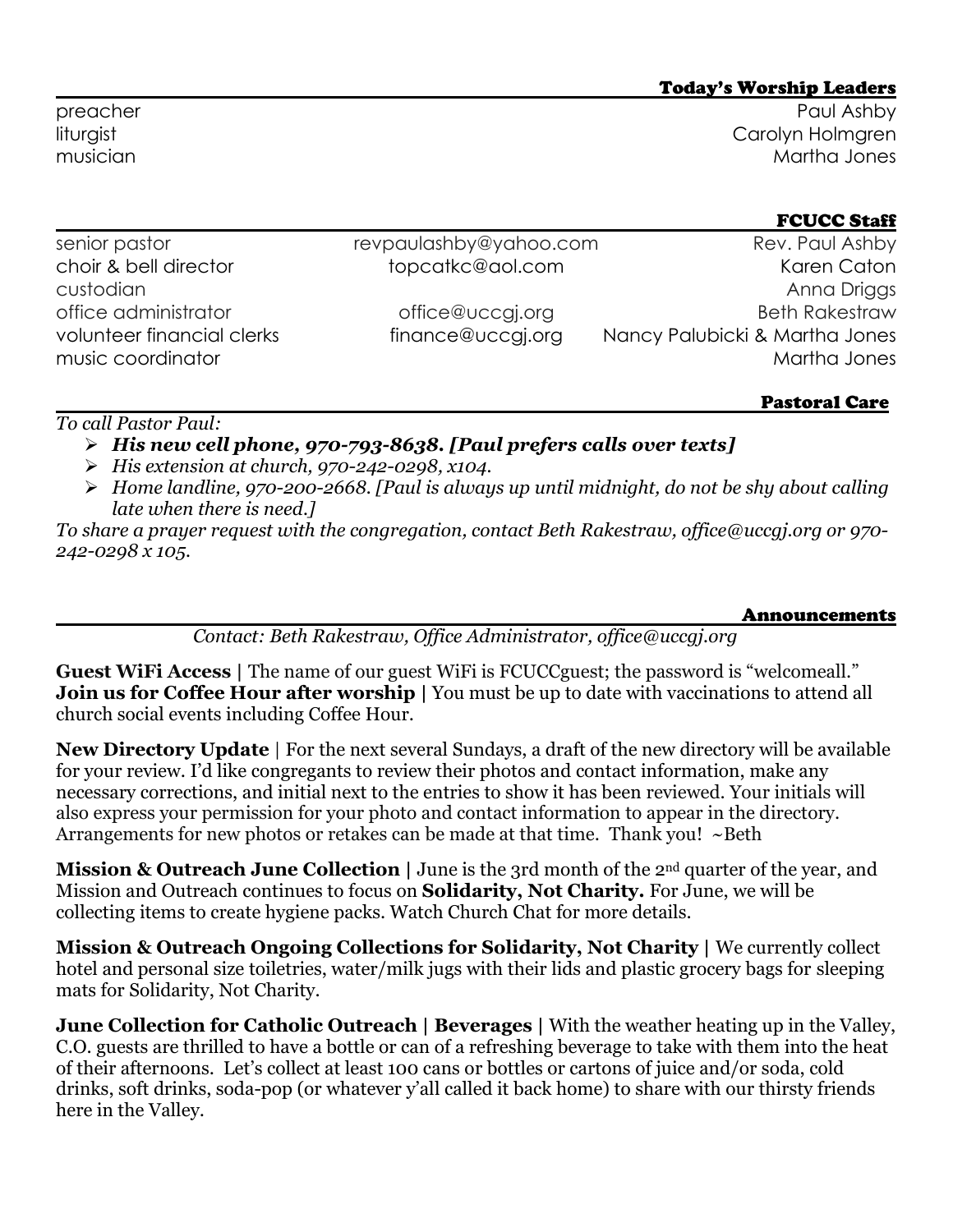## Today's Worship Leaders

| | |
|---|---|
| preacher | Paul Ashby |
| liturgist | Carolyn Holmgren |
| musician | Martha Jones |

## FCUCC Staff

| | | |
|---|---|---|
| senior pastor | revpaulashby@yahoo.com | Rev. Paul Ashby |
| choir & bell director | topcatkc@aol.com | Karen Caton |
| custodian | | Anna Driggs |
| office administrator | office@uccgj.org | Beth Rakestraw |
| volunteer financial clerks | finance@uccgj.org | Nancy Palubicki & Martha Jones |
| music coordinator | | Martha Jones |

## Pastoral Care

*To call Pastor Paul:*

- ***His new cell phone, 970-793-8638. [Paul prefers calls over texts]***
- *His extension at church, 970-242-0298, x104.*
- *Home landline, 970-200-2668. [Paul is always up until midnight, do not be shy about calling late when there is need.]*

*To share a prayer request with the congregation, contact Beth Rakestraw, office@uccgj.org or 970-242-0298 x 105.*

## Announcements

*Contact: Beth Rakestraw, Office Administrator, office@uccgj.org*

**Guest WiFi Access |** The name of our guest WiFi is FCUCCguest; the password is "welcomeall."
**Join us for Coffee Hour after worship |** You must be up to date with vaccinations to attend all church social events including Coffee Hour.

**New Directory Update** | For the next several Sundays, a draft of the new directory will be available for your review. I'd like congregants to review their photos and contact information, make any necessary corrections, and initial next to the entries to show it has been reviewed. Your initials will also express your permission for your photo and contact information to appear in the directory. Arrangements for new photos or retakes can be made at that time. Thank you! ~Beth

**Mission & Outreach June Collection |** June is the 3rd month of the 2nd quarter of the year, and Mission and Outreach continues to focus on **Solidarity, Not Charity.** For June, we will be collecting items to create hygiene packs. Watch Church Chat for more details.

**Mission & Outreach Ongoing Collections for Solidarity, Not Charity |** We currently collect hotel and personal size toiletries, water/milk jugs with their lids and plastic grocery bags for sleeping mats for Solidarity, Not Charity.

**June Collection for Catholic Outreach | Beverages |** With the weather heating up in the Valley, C.O. guests are thrilled to have a bottle or can of a refreshing beverage to take with them into the heat of their afternoons. Let's collect at least 100 cans or bottles or cartons of juice and/or soda, cold drinks, soft drinks, soda-pop (or whatever y'all called it back home) to share with our thirsty friends here in the Valley.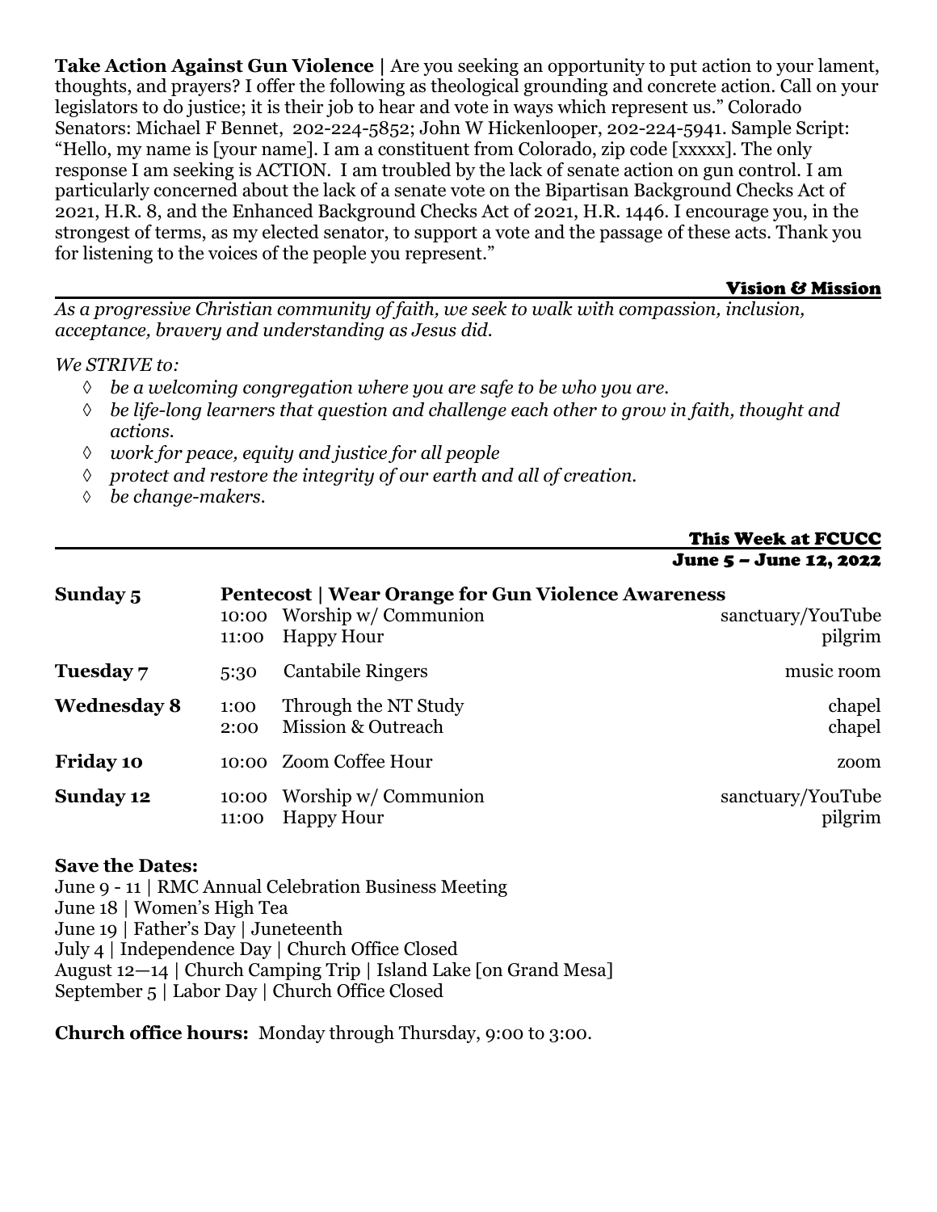**Take Action Against Gun Violence |** Are you seeking an opportunity to put action to your lament, thoughts, and prayers? I offer the following as theological grounding and concrete action. Call on your legislators to do justice; it is their job to hear and vote in ways which represent us." Colorado Senators: Michael F Bennet, 202-224-5852; John W Hickenlooper, 202-224-5941. Sample Script: "Hello, my name is [your name]. I am a constituent from Colorado, zip code [xxxxx]. The only response I am seeking is ACTION. I am troubled by the lack of senate action on gun control. I am particularly concerned about the lack of a senate vote on the Bipartisan Background Checks Act of 2021, H.R. 8, and the Enhanced Background Checks Act of 2021, H.R. 1446. I encourage you, in the strongest of terms, as my elected senator, to support a vote and the passage of these acts. Thank you for listening to the voices of the people you represent."

## Vision & Mission

*As a progressive Christian community of faith, we seek to walk with compassion, inclusion, acceptance, bravery and understanding as Jesus did.*

*We STRIVE to:*

- *be a welcoming congregation where you are safe to be who you are.*
- *be life-long learners that question and challenge each other to grow in faith, thought and actions.*
- *work for peace, equity and justice for all people*
- *protect and restore the integrity of our earth and all of creation.*
- *be change-makers.*

## This Week at FCUCC
## June 5 – June 12, 2022

| | | | |
|---|---|---|---|
| **Sunday 5** | **Pentecost \| Wear Orange for Gun Violence Awareness** | | |
| | 10:00 | Worship w/ Communion | sanctuary/YouTube |
| | 11:00 | Happy Hour | pilgrim |
| **Tuesday 7** | 5:30 | Cantabile Ringers | music room |
| **Wednesday 8** | 1:00 | Through the NT Study | chapel |
| | 2:00 | Mission & Outreach | chapel |
| **Friday 10** | 10:00 | Zoom Coffee Hour | zoom |
| **Sunday 12** | 10:00 | Worship w/ Communion | sanctuary/YouTube |
| | 11:00 | Happy Hour | pilgrim |

**Save the Dates:**
June 9 - 11 | RMC Annual Celebration Business Meeting
June 18 | Women's High Tea
June 19 | Father's Day | Juneteenth
July 4 | Independence Day | Church Office Closed
August 12—14 | Church Camping Trip | Island Lake [on Grand Mesa]
September 5 | Labor Day | Church Office Closed

**Church office hours:** Monday through Thursday, 9:00 to 3:00.